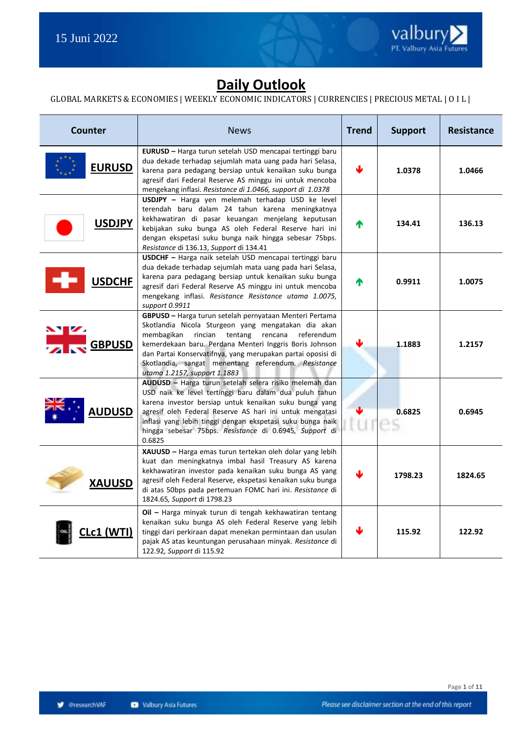15 Juni 2022

# Daily Outlook

GLOBAL MARKETS & ECONOMIES | WEEKLY ECONOMIC INDICATORS | CURRENCIES | PRECIOUS METAL | O I L |

| Counter | News | Trend | Support | Resistance |
|---|---|---|---|---|
| **EURUSD** | **EURUSD –** Harga turun setelah USD mencapai tertinggi baru dua dekade terhadap sejumlah mata uang pada hari Selasa, karena para pedagang bersiap untuk kenaikan suku bunga agresif dari Federal Reserve AS minggu ini untuk mencoba mengekang inflasi. *Resistance di 1.0466, support di 1.0378* | ↓ | **1.0378** | **1.0466** |
| **USDJPY** | **USDJPY –** Harga yen melemah terhadap USD ke level terendah baru dalam 24 tahun karena meningkatnya kekhawatiran di pasar keuangan menjelang keputusan kebijakan suku bunga AS oleh Federal Reserve hari ini dengan ekspetasi suku bunga naik hingga sebesar 75bps. *Resistance* di 136.13, *Support* di 134.41 | ↑ | **134.41** | **136.13** |
| **USDCHF** | **USDCHF –** Harga naik setelah USD mencapai tertinggi baru dua dekade terhadap sejumlah mata uang pada hari Selasa, karena para pedagang bersiap untuk kenaikan suku bunga agresif dari Federal Reserve AS minggu ini untuk mencoba mengekang inflasi. *Resistance Resistance utama 1.0075, support 0.9911* | ↑ | **0.9911** | **1.0075** |
| **GBPUSD** | **GBPUSD –** Harga turun setelah pernyataan Menteri Pertama Skotlandia Nicola Sturgeon yang mengatakan dia akan membagikan rincian tentang rencana referendum kemerdekaan baru. Perdana Menteri Inggris Boris Johnson dan Partai Konservatifnya, yang merupakan partai oposisi di Skotlandia, sangat menentang referendum. *Resistance utama 1.2157, support 1.1883* | ↓ | **1.1883** | **1.2157** |
| **AUDUSD** | **AUDUSD –** Harga turun setelah selera risiko melemah dan USD naik ke level tertinggi baru dalam dua puluh tahun karena investor bersiap untuk kenaikan suku bunga yang agresif oleh Federal Reserve AS hari ini untuk mengatasi inflasi yang lebih tinggi dengan ekspetasi suku bunga naik hingga sebesar 75bps. *Resistance* di 0.6945, *Support* di 0.6825 | ↓ | **0.6825** | **0.6945** |
| **XAUUSD** | **XAUUSD –** Harga emas turun tertekan oleh dolar yang lebih kuat dan meningkatnya imbal hasil Treasury AS karena kekhawatiran investor pada kenaikan suku bunga AS yang agresif oleh Federal Reserve, ekspetasi kenaikan suku bunga di atas 50bps pada pertemuan FOMC hari ini. *Resistance* di 1824.65, *Support* di 1798.23 | ↓ | **1798.23** | **1824.65** |
| **CLc1 (WTI)** | **Oil –** Harga minyak turun di tengah kekhawatiran tentang kenaikan suku bunga AS oleh Federal Reserve yang lebih tinggi dari perkiraan dapat menekan permintaan dan usulan pajak AS atas keuntungan perusahaan minyak. *Resistance* di 122.92, *Support* di 115.92 | ↓ | **115.92** | **122.92** |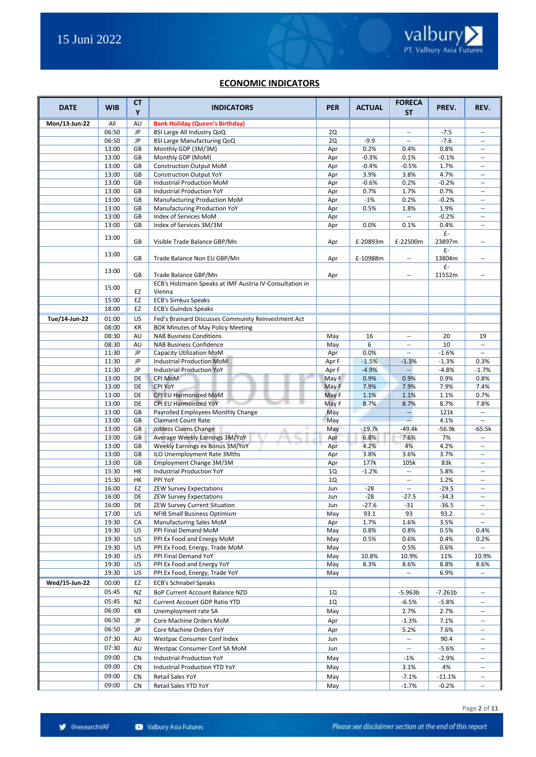## ECONOMIC INDICATORS

| DATE | WIB | CTY | INDICATORS | PER | ACTUAL | FORECAST | PREV. | REV. |
|---|---|---|---|---|---|---|---|---|
| Mon/13-Jun-22 | All | AU | **Bank Holiday (Queen's Birthday)** | | | | | |
| | 06:50 | JP | BSI Large All Industry QoQ | 2Q | | -- | -7.5 | -- |
| | 06:50 | JP | BSI Large Manufacturing QoQ | 2Q | -9.9 | -- | -7.6 | -- |
| | 13:00 | GB | Monthly GDP (3M/3M) | Apr | 0.2% | 0.4% | 0.8% | -- |
| | 13:00 | GB | Monthly GDP (MoM) | Apr | -0.3% | 0.1% | -0.1% | -- |
| | 13:00 | GB | Construction Output MoM | Apr | -0.4% | -0.5% | 1.7% | -- |
| | 13:00 | GB | Construction Output YoY | Apr | 3.9% | 3.8% | 4.7% | -- |
| | 13:00 | GB | Industrial Production MoM | Apr | -0.6% | 0.2% | -0.2% | -- |
| | 13:00 | GB | Industrial Production YoY | Apr | 0.7% | 1.7% | 0.7% | -- |
| | 13:00 | GB | Manufacturing Production MoM | Apr | -1% | 0.2% | -0.2% | -- |
| | 13:00 | GB | Manufacturing Production YoY | Apr | 0.5% | 1.8% | 1.9% | -- |
| | 13:00 | GB | Index of Services MoM | Apr | | -- | -0.2% | -- |
| | 13:00 | GB | Index of Services 3M/3M | Apr | 0.0% | 0.1% | 0.4% | -- |
| | 13:00 | GB | Visible Trade Balance GBP/Mn | Apr | £-20893m | £-22500m | £-23897m | -- |
| | 13:00 | GB | Trade Balance Non EU GBP/Mn | Apr | £-10988m | -- | £-13804m | -- |
| | 13:00 | GB | Trade Balance GBP/Mn | Apr | | -- | £-11552m | -- |
| | 15:00 | EZ | ECB's Holzmann Speaks at IMF Austria IV-Consultation in Vienna | | | | | |
| | 15:00 | EZ | ECB's Simkus Speaks | | | | | |
| | 18:00 | EZ | ECB's Guindos Speaks | | | | | |
| Tue/14-Jun-22 | 01:00 | US | Fed's Brainard Discusses Community Reinvestment Act | | | | | |
| | 08:00 | KR | BOK Minutes of May Policy Meeting | | | | | |
| | 08:30 | AU | NAB Business Conditions | May | 16 | -- | 20 | 19 |
| | 08:30 | AU | NAB Business Confidence | May | 6 | -- | 10 | -- |
| | 11:30 | JP | Capacity Utilization MoM | Apr | 0.0% | -- | -1.6% | -- |
| | 11:30 | JP | Industrial Production MoM | Apr F | -1.5% | -1.3% | -1.3% | 0.3% |
| | 11:30 | JP | Industrial Production YoY | Apr F | -4.9% | -- | -4.8% | -1.7% |
| | 13:00 | DE | CPI MoM | May F | 0.9% | 0.9% | 0.9% | 0.8% |
| | 13:00 | DE | CPI YoY | May F | 7.9% | 7.9% | 7.9% | 7.4% |
| | 13:00 | DE | CPI EU Harmonized MoM | May F | 1.1% | 1.1% | 1.1% | 0.7% |
| | 13:00 | DE | CPI EU Harmonized YoY | May F | 8.7% | 8.7% | 8.7% | 7.8% |
| | 13:00 | GB | Payrolled Employees Monthly Change | May | | -- | 121k | -- |
| | 13:00 | GB | Claimant Count Rate | May | | -- | 4.1% | -- |
| | 13:00 | GB | Jobless Claims Change | May | -19.7k | -49.4k | -56.9k | -65.5k |
| | 13:00 | GB | Average Weekly Earnings 3M/YoY | Apr | 6.8% | 7.6% | 7% | -- |
| | 13:00 | GB | Weekly Earnings ex Bonus 3M/YoY | Apr | 4.2% | 4% | 4.2% | -- |
| | 13:00 | GB | ILO Unemployment Rate 3Mths | Apr | 3.8% | 3.6% | 3.7% | -- |
| | 13:00 | GB | Employment Change 3M/3M | Apr | 177k | 105k | 83k | -- |
| | 15:30 | HK | Industrial Production YoY | 1Q | -1.2% | -- | 5.8% | -- |
| | 15:30 | HK | PPI YoY | 1Q | | -- | 1.2% | -- |
| | 16:00 | EZ | ZEW Survey Expectations | Jun | -28 | -- | -29.5 | -- |
| | 16:00 | DE | ZEW Survey Expectations | Jun | -28 | -27.5 | -34.3 | -- |
| | 16:00 | DE | ZEW Survey Current Situation | Jun | -27.6 | -31 | -36.5 | -- |
| | 17:00 | US | NFIB Small Business Optimism | May | 93.1 | 93 | 93.2 | -- |
| | 19:30 | CA | Manufacturing Sales MoM | Apr | 1.7% | 1.6% | 3.5% | -- |
| | 19:30 | US | PPI Final Demand MoM | May | 0.8% | 0.8% | 0.5% | 0.4% |
| | 19:30 | US | PPI Ex Food and Energy MoM | May | 0.5% | 0.6% | 0.4% | 0.2% |
| | 19:30 | US | PPI Ex Food, Energy, Trade MoM | May | | 0.5% | 0.6% | -- |
| | 19:30 | US | PPI Final Demand YoY | May | 10.8% | 10.9% | 11% | 10.9% |
| | 19:30 | US | PPI Ex Food and Energy YoY | May | 8.3% | 8.6% | 8.8% | 8.6% |
| | 19:30 | US | PPI Ex Food, Energy, Trade YoY | May | | -- | 6.9% | -- |
| Wed/15-Jun-22 | 00:00 | EZ | ECB's Schnabel Speaks | | | | | |
| | 05:45 | NZ | BoP Current Account Balance NZD | 1Q | | -5.963b | -7.261b | -- |
| | 05:45 | NZ | Current Account GDP Ratio YTD | 1Q | | -6.5% | -5.8% | -- |
| | 06:00 | KR | Unemployment rate SA | May | | 2.7% | 2.7% | -- |
| | 06:50 | JP | Core Machine Orders MoM | Apr | | -1.3% | 7.1% | -- |
| | 06:50 | JP | Core Machine Orders YoY | Apr | | 5.2% | 7.6% | -- |
| | 07:30 | AU | Westpac Consumer Conf Index | Jun | | -- | 90.4 | -- |
| | 07:30 | AU | Westpac Consumer Conf SA MoM | Jun | | -- | -5.6% | -- |
| | 09:00 | CN | Industrial Production YoY | May | | -1% | -2.9% | -- |
| | 09:00 | CN | Industrial Production YTD YoY | May | | 3.1% | 4% | -- |
| | 09:00 | CN | Retail Sales YoY | May | | -7.1% | -11.1% | -- |
| | 09:00 | CN | Retail Sales YTD YoY | May | | -1.7% | -0.2% | -- |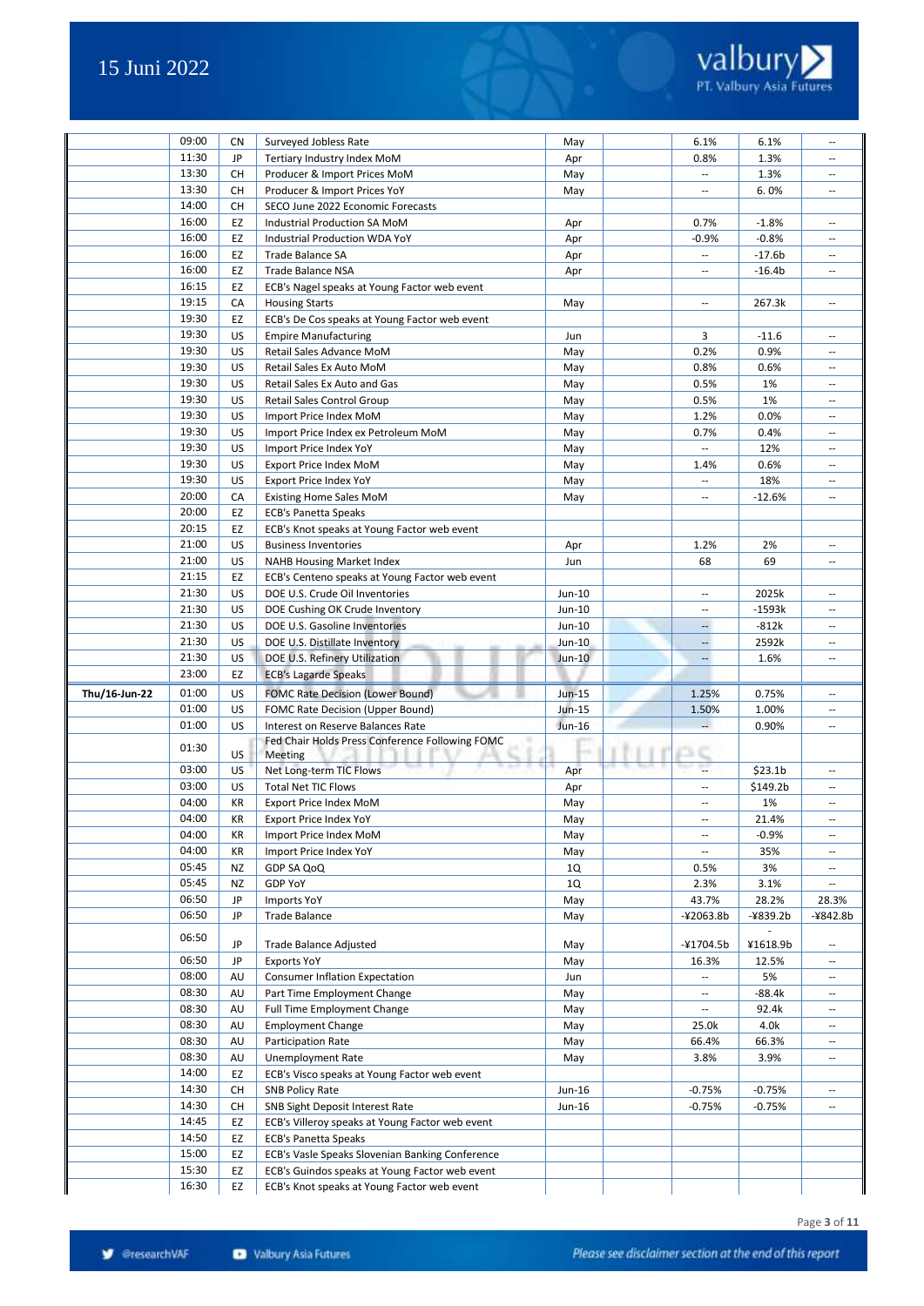| | | | | | | | | |
|---|---|---|---|---|---|---|---|---|
| | 09:00 | CN | Surveyed Jobless Rate | May | | 6.1% | 6.1% | -- |
| | 11:30 | JP | Tertiary Industry Index MoM | Apr | | 0.8% | 1.3% | -- |
| | 13:30 | CH | Producer & Import Prices MoM | May | | -- | 1.3% | -- |
| | 13:30 | CH | Producer & Import Prices YoY | May | | -- | 6. 0% | -- |
| | 14:00 | CH | SECO June 2022 Economic Forecasts | | | | | |
| | 16:00 | EZ | Industrial Production SA MoM | Apr | | 0.7% | -1.8% | -- |
| | 16:00 | EZ | Industrial Production WDA YoY | Apr | | -0.9% | -0.8% | -- |
| | 16:00 | EZ | Trade Balance SA | Apr | | -- | -17.6b | -- |
| | 16:00 | EZ | Trade Balance NSA | Apr | | -- | -16.4b | -- |
| | 16:15 | EZ | ECB's Nagel speaks at Young Factor web event | | | | | |
| | 19:15 | CA | Housing Starts | May | | -- | 267.3k | -- |
| | 19:30 | EZ | ECB's De Cos speaks at Young Factor web event | | | | | |
| | 19:30 | US | Empire Manufacturing | Jun | | 3 | -11.6 | -- |
| | 19:30 | US | Retail Sales Advance MoM | May | | 0.2% | 0.9% | -- |
| | 19:30 | US | Retail Sales Ex Auto MoM | May | | 0.8% | 0.6% | -- |
| | 19:30 | US | Retail Sales Ex Auto and Gas | May | | 0.5% | 1% | -- |
| | 19:30 | US | Retail Sales Control Group | May | | 0.5% | 1% | -- |
| | 19:30 | US | Import Price Index MoM | May | | 1.2% | 0.0% | -- |
| | 19:30 | US | Import Price Index ex Petroleum MoM | May | | 0.7% | 0.4% | -- |
| | 19:30 | US | Import Price Index YoY | May | | -- | 12% | -- |
| | 19:30 | US | Export Price Index MoM | May | | 1.4% | 0.6% | -- |
| | 19:30 | US | Export Price Index YoY | May | | -- | 18% | -- |
| | 20:00 | CA | Existing Home Sales MoM | May | | -- | -12.6% | -- |
| | 20:00 | EZ | ECB's Panetta Speaks | | | | | |
| | 20:15 | EZ | ECB's Knot speaks at Young Factor web event | | | | | |
| | 21:00 | US | Business Inventories | Apr | | 1.2% | 2% | -- |
| | 21:00 | US | NAHB Housing Market Index | Jun | | 68 | 69 | -- |
| | 21:15 | EZ | ECB's Centeno speaks at Young Factor web event | | | | | |
| | 21:30 | US | DOE U.S. Crude Oil Inventories | Jun-10 | | -- | 2025k | -- |
| | 21:30 | US | DOE Cushing OK Crude Inventory | Jun-10 | | -- | -1593k | -- |
| | 21:30 | US | DOE U.S. Gasoline Inventories | Jun-10 | | -- | -812k | -- |
| | 21:30 | US | DOE U.S. Distillate Inventory | Jun-10 | | -- | 2592k | -- |
| | 21:30 | US | DOE U.S. Refinery Utilization | Jun-10 | | -- | 1.6% | -- |
| | 23:00 | EZ | ECB's Lagarde Speaks | | | | | |
| **Thu/16-Jun-22** | 01:00 | US | FOMC Rate Decision (Lower Bound) | Jun-15 | | 1.25% | 0.75% | -- |
| | 01:00 | US | FOMC Rate Decision (Upper Bound) | Jun-15 | | 1.50% | 1.00% | -- |
| | 01:00 | US | Interest on Reserve Balances Rate | Jun-16 | | -- | 0.90% | -- |
| | 01:30 | US | Fed Chair Holds Press Conference Following FOMC Meeting | | | | | |
| | 03:00 | US | Net Long-term TIC Flows | Apr | | -- | $23.1b | -- |
| | 03:00 | US | Total Net TIC Flows | Apr | | -- | $149.2b | -- |
| | 04:00 | KR | Export Price Index MoM | May | | -- | 1% | -- |
| | 04:00 | KR | Export Price Index YoY | May | | -- | 21.4% | -- |
| | 04:00 | KR | Import Price Index MoM | May | | -- | -0.9% | -- |
| | 04:00 | KR | Import Price Index YoY | May | | -- | 35% | -- |
| | 05:45 | NZ | GDP SA QoQ | 1Q | | 0.5% | 3% | -- |
| | 05:45 | NZ | GDP YoY | 1Q | | 2.3% | 3.1% | -- |
| | 06:50 | JP | Imports YoY | May | | 43.7% | 28.2% | 28.3% |
| | 06:50 | JP | Trade Balance | May | | -¥2063.8b | -¥839.2b | -¥842.8b |
| | 06:50 | JP | Trade Balance Adjusted | May | | -¥1704.5b | -¥1618.9b | -- |
| | 06:50 | JP | Exports YoY | May | | 16.3% | 12.5% | -- |
| | 08:00 | AU | Consumer Inflation Expectation | Jun | | -- | 5% | -- |
| | 08:30 | AU | Part Time Employment Change | May | | -- | -88.4k | -- |
| | 08:30 | AU | Full Time Employment Change | May | | -- | 92.4k | -- |
| | 08:30 | AU | Employment Change | May | | 25.0k | 4.0k | -- |
| | 08:30 | AU | Participation Rate | May | | 66.4% | 66.3% | -- |
| | 08:30 | AU | Unemployment Rate | May | | 3.8% | 3.9% | -- |
| | 14:00 | EZ | ECB's Visco speaks at Young Factor web event | | | | | |
| | 14:30 | CH | SNB Policy Rate | Jun-16 | | -0.75% | -0.75% | -- |
| | 14:30 | CH | SNB Sight Deposit Interest Rate | Jun-16 | | -0.75% | -0.75% | -- |
| | 14:45 | EZ | ECB's Villeroy speaks at Young Factor web event | | | | | |
| | 14:50 | EZ | ECB's Panetta Speaks | | | | | |
| | 15:00 | EZ | ECB's Vasle Speaks Slovenian Banking Conference | | | | | |
| | 15:30 | EZ | ECB's Guindos speaks at Young Factor web event | | | | | |
| | 16:30 | EZ | ECB's Knot speaks at Young Factor web event | | | | | |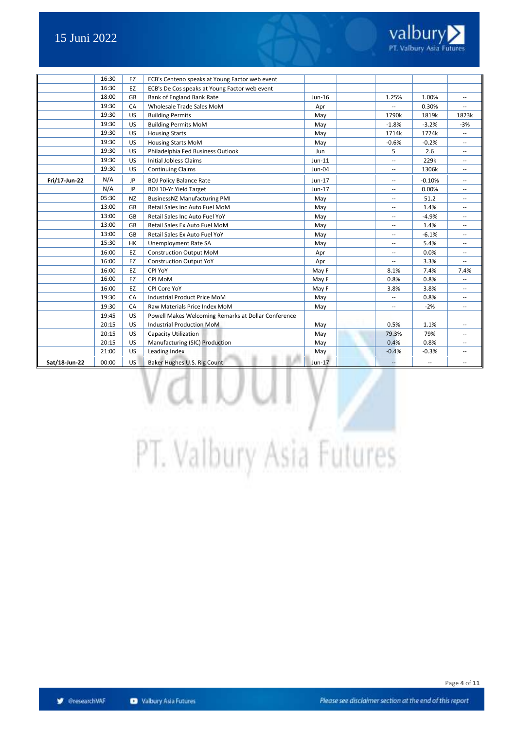| | | | | | | | | |
|---|---|---|---|---|---|---|---|---|
| | 16:30 | EZ | ECB's Centeno speaks at Young Factor web event | | | | | |
| | 16:30 | EZ | ECB's De Cos speaks at Young Factor web event | | | | | |
| | 18:00 | GB | Bank of England Bank Rate | Jun-16 | | 1.25% | 1.00% | -- |
| | 19:30 | CA | Wholesale Trade Sales MoM | Apr | | -- | 0.30% | -- |
| | 19:30 | US | Building Permits | May | | 1790k | 1819k | 1823k |
| | 19:30 | US | Building Permits MoM | May | | -1.8% | -3.2% | -3% |
| | 19:30 | US | Housing Starts | May | | 1714k | 1724k | -- |
| | 19:30 | US | Housing Starts MoM | May | | -0.6% | -0.2% | -- |
| | 19:30 | US | Philadelphia Fed Business Outlook | Jun | | 5 | 2.6 | -- |
| | 19:30 | US | Initial Jobless Claims | Jun-11 | | -- | 229k | -- |
| | 19:30 | US | Continuing Claims | Jun-04 | | -- | 1306k | -- |
| **Fri/17-Jun-22** | N/A | JP | BOJ Policy Balance Rate | Jun-17 | | -- | -0.10% | -- |
| | N/A | JP | BOJ 10-Yr Yield Target | Jun-17 | | -- | 0.00% | -- |
| | 05:30 | NZ | BusinessNZ Manufacturing PMI | May | | -- | 51.2 | -- |
| | 13:00 | GB | Retail Sales Inc Auto Fuel MoM | May | | -- | 1.4% | -- |
| | 13:00 | GB | Retail Sales Inc Auto Fuel YoY | May | | -- | -4.9% | -- |
| | 13:00 | GB | Retail Sales Ex Auto Fuel MoM | May | | -- | 1.4% | -- |
| | 13:00 | GB | Retail Sales Ex Auto Fuel YoY | May | | -- | -6.1% | -- |
| | 15:30 | HK | Unemployment Rate SA | May | | -- | 5.4% | -- |
| | 16:00 | EZ | Construction Output MoM | Apr | | -- | 0.0% | -- |
| | 16:00 | EZ | Construction Output YoY | Apr | | -- | 3.3% | -- |
| | 16:00 | EZ | CPI YoY | May F | | 8.1% | 7.4% | 7.4% |
| | 16:00 | EZ | CPI MoM | May F | | 0.8% | 0.8% | -- |
| | 16:00 | EZ | CPI Core YoY | May F | | 3.8% | 3.8% | -- |
| | 19:30 | CA | Industrial Product Price MoM | May | | -- | 0.8% | -- |
| | 19:30 | CA | Raw Materials Price Index MoM | May | | -- | -2% | -- |
| | 19:45 | US | Powell Makes Welcoming Remarks at Dollar Conference | | | | | |
| | 20:15 | US | Industrial Production MoM | May | | 0.5% | 1.1% | -- |
| | 20:15 | US | Capacity Utilization | May | | 79.3% | 79% | -- |
| | 20:15 | US | Manufacturing (SIC) Production | May | | 0.4% | 0.8% | -- |
| | 21:00 | US | Leading Index | May | | -0.4% | -0.3% | -- |
| **Sat/18-Jun-22** | 00:00 | US | Baker Hughes U.S. Rig Count | Jun-17 | | -- | -- | -- |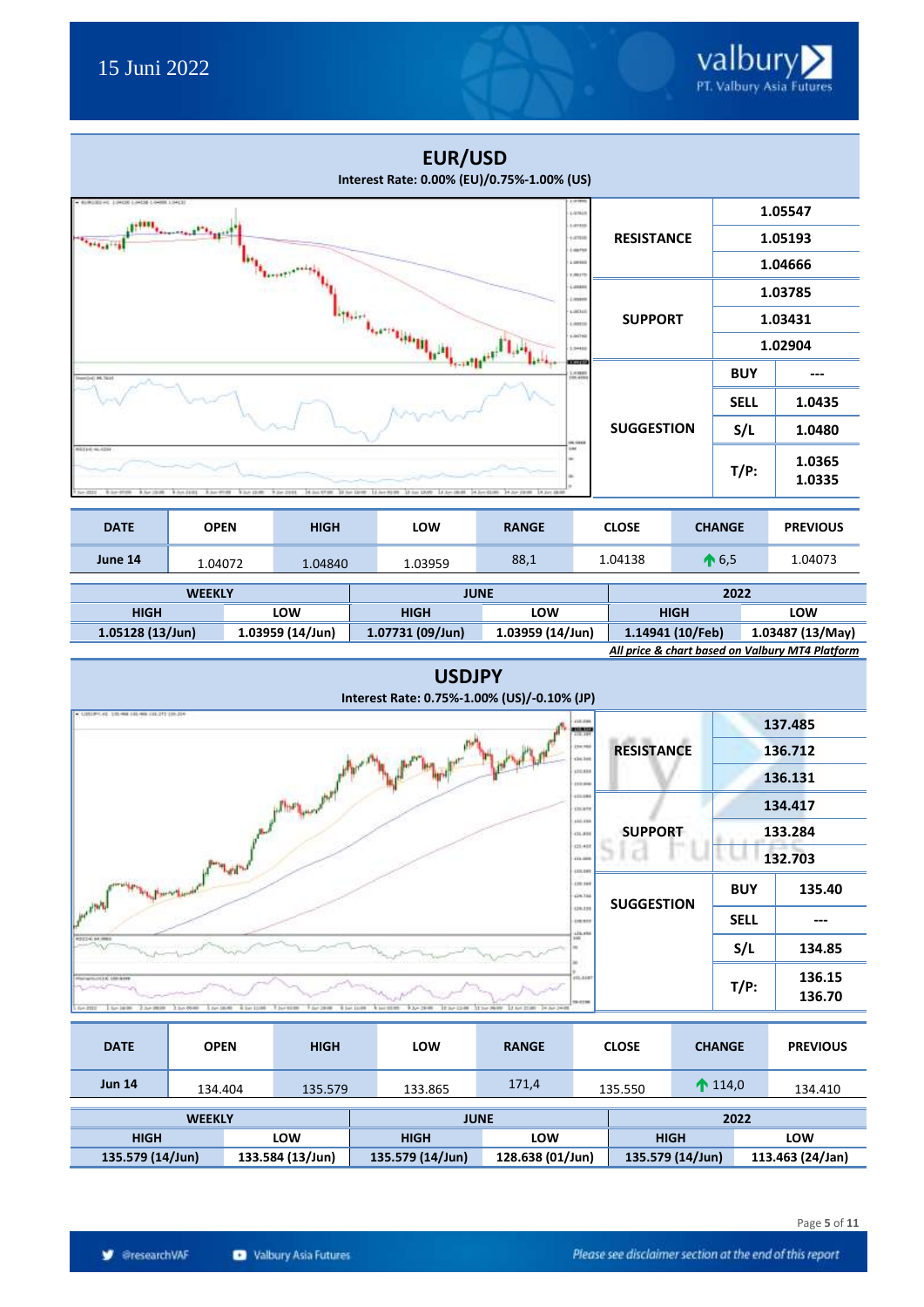15 Juni 2022

## EUR/USD

**Interest Rate: 0.00% (EU)/0.75%-1.00% (US)**

| | | |
|---|---|---|
| **RESISTANCE** | 1.05547 | |
| | 1.05193 | |
| | 1.04666 | |
| **SUPPORT** | 1.03785 | |
| | 1.03431 | |
| | 1.02904 | |
| **SUGGESTION** | **BUY** | --- |
| | **SELL** | 1.0435 |
| | **S/L** | 1.0480 |
| | **T/P:** | 1.0365<br>1.0335 |

| DATE | OPEN | HIGH | LOW | RANGE | CLOSE | CHANGE | PREVIOUS |
|---|---|---|---|---|---|---|---|
| **June 14** | 1.04072 | 1.04840 | 1.03959 | 88,1 | 1.04138 | ↑ 6,5 | 1.04073 |

| WEEKLY | | JUNE | | 2022 | |
|---|---|---|---|---|---|
| **HIGH** | **LOW** | **HIGH** | **LOW** | **HIGH** | **LOW** |
| **1.05128 (13/Jun)** | **1.03959 (14/Jun)** | **1.07731 (09/Jun)** | **1.03959 (14/Jun)** | **1.14941 (10/Feb)** | **1.03487 (13/May)** |

***All price & chart based on Valbury MT4 Platform***

## USDJPY

**Interest Rate: 0.75%-1.00% (US)/-0.10% (JP)**

| | | |
|---|---|---|
| **RESISTANCE** | 137.485 | |
| | 136.712 | |
| | 136.131 | |
| **SUPPORT** | 134.417 | |
| | 133.284 | |
| | 132.703 | |
| **SUGGESTION** | **BUY** | 135.40 |
| | **SELL** | --- |
| | **S/L** | 134.85 |
| | **T/P:** | 136.15<br>136.70 |

| DATE | OPEN | HIGH | LOW | RANGE | CLOSE | CHANGE | PREVIOUS |
|---|---|---|---|---|---|---|---|
| **Jun 14** | 134.404 | 135.579 | 133.865 | 171,4 | 135.550 | ↑ 114,0 | 134.410 |

| WEEKLY | | JUNE | | 2022 | |
|---|---|---|---|---|---|
| **HIGH** | **LOW** | **HIGH** | **LOW** | **HIGH** | **LOW** |
| **135.579 (14/Jun)** | **133.584 (13/Jun)** | **135.579 (14/Jun)** | **128.638 (01/Jun)** | **135.579 (14/Jun)** | **113.463 (24/Jan)** |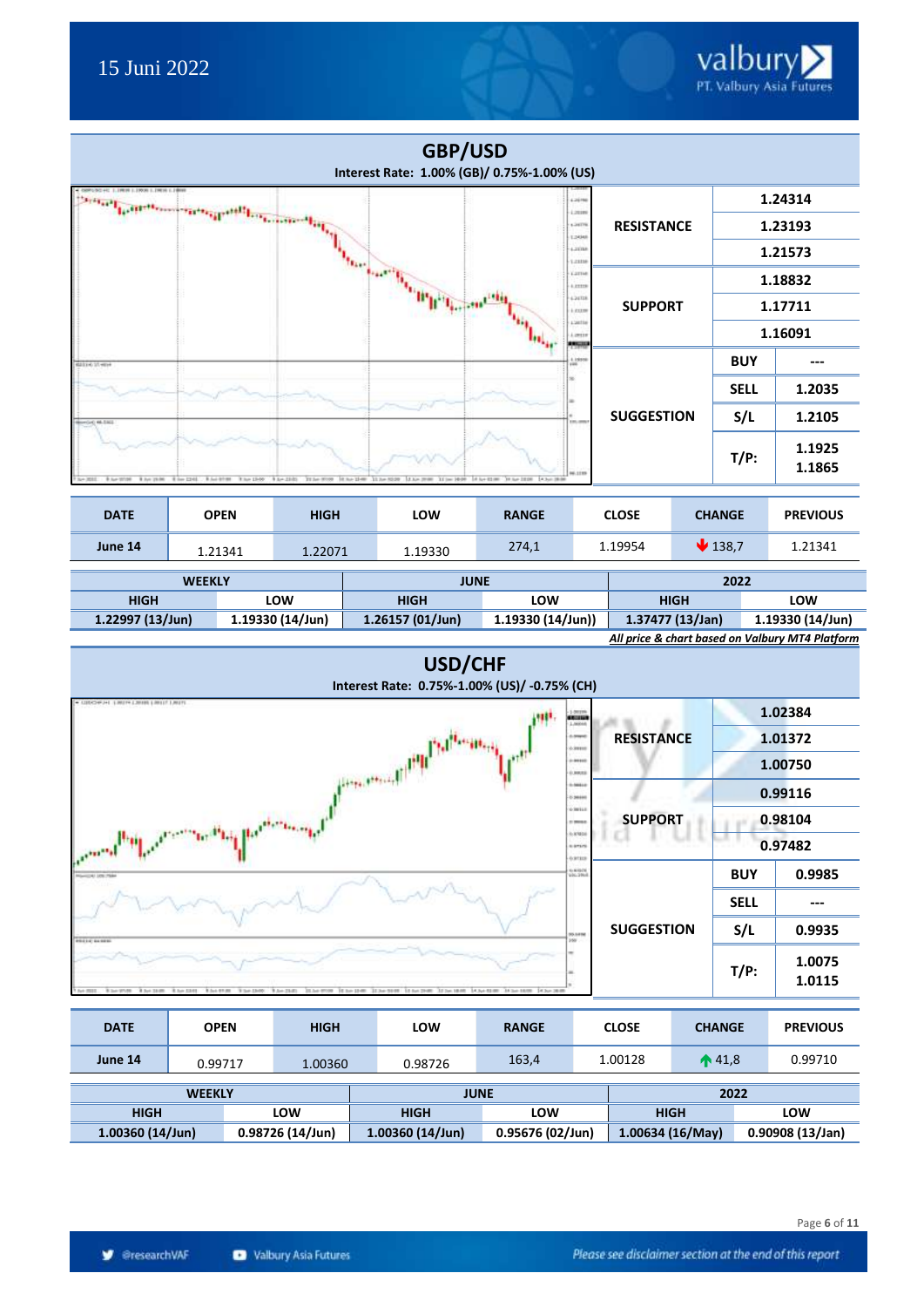## GBP/USD

**Interest Rate: 1.00% (GB)/ 0.75%-1.00% (US)**

| | | |
|---|---|---|
| **RESISTANCE** | | 1.24314 |
| | | 1.23193 |
| | | 1.21573 |
| **SUPPORT** | | 1.18832 |
| | | 1.17711 |
| | | 1.16091 |
| **SUGGESTION** | BUY | --- |
| | SELL | 1.2035 |
| | S/L | 1.2105 |
| | T/P: | 1.1925 1.1865 |

| DATE | OPEN | HIGH | LOW | RANGE | CLOSE | CHANGE | PREVIOUS |
|---|---|---|---|---|---|---|---|
| June 14 | 1.21341 | 1.22071 | 1.19330 | 274,1 | 1.19954 | ↓ 138,7 | 1.21341 |

| WEEKLY | | JUNE | | 2022 | |
|---|---|---|---|---|---|
| HIGH | LOW | HIGH | LOW | HIGH | LOW |
| 1.22997 (13/Jun) | 1.19330 (14/Jun) | 1.26157 (01/Jun) | 1.19330 (14/Jun)) | 1.37477 (13/Jan) | 1.19330 (14/Jun) |

***All price & chart based on Valbury MT4 Platform***

## USD/CHF

**Interest Rate: 0.75%-1.00% (US)/ -0.75% (CH)**

| | | |
|---|---|---|
| **RESISTANCE** | | 1.02384 |
| | | 1.01372 |
| | | 1.00750 |
| **SUPPORT** | | 0.99116 |
| | | 0.98104 |
| | | 0.97482 |
| **SUGGESTION** | BUY | 0.9985 |
| | SELL | --- |
| | S/L | 0.9935 |
| | T/P: | 1.0075 1.0115 |

| DATE | OPEN | HIGH | LOW | RANGE | CLOSE | CHANGE | PREVIOUS |
|---|---|---|---|---|---|---|---|
| June 14 | 0.99717 | 1.00360 | 0.98726 | 163,4 | 1.00128 | ↑ 41,8 | 0.99710 |

| WEEKLY | | JUNE | | 2022 | |
|---|---|---|---|---|---|
| HIGH | LOW | HIGH | LOW | HIGH | LOW |
| 1.00360 (14/Jun) | 0.98726 (14/Jun) | 1.00360 (14/Jun) | 0.95676 (02/Jun) | 1.00634 (16/May) | 0.90908 (13/Jan) |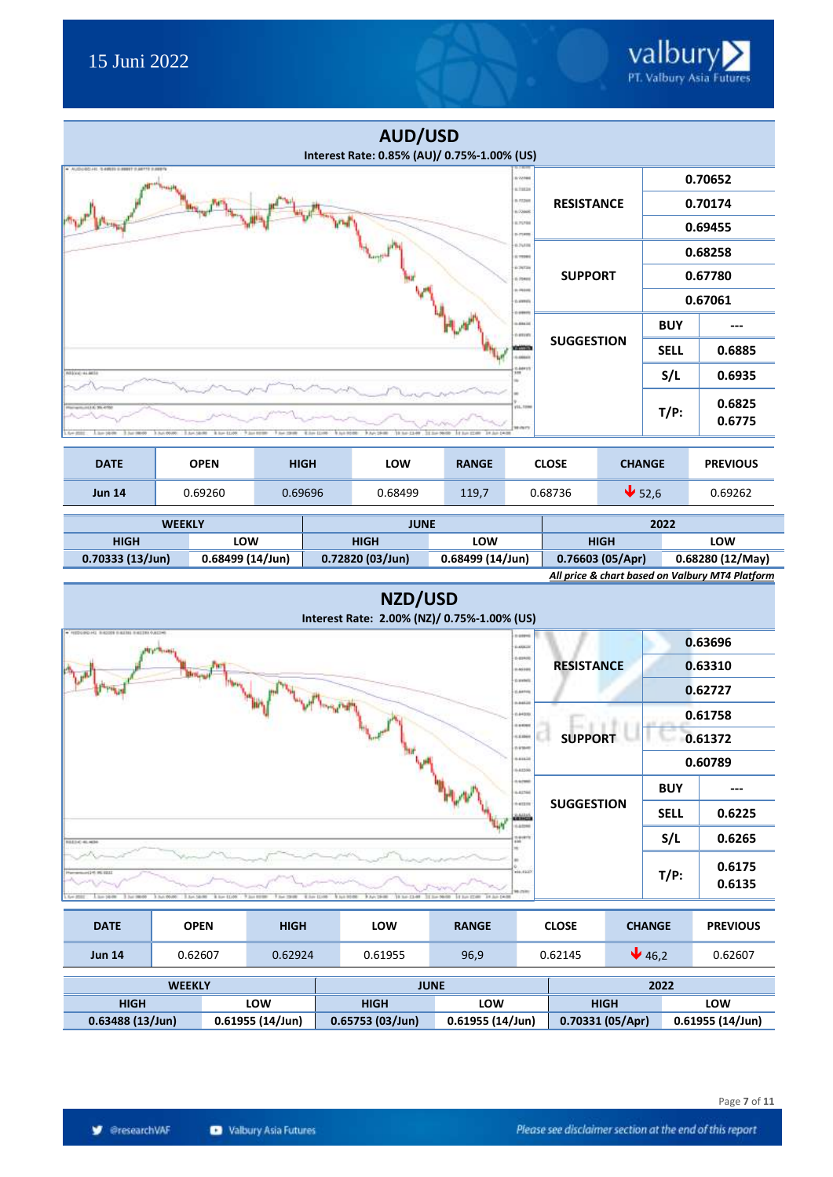## AUD/USD

**Interest Rate: 0.85% (AU)/ 0.75%-1.00% (US)**

| | | |
|---|---|---|
| RESISTANCE | | 0.70652 |
| | | 0.70174 |
| | | 0.69455 |
| SUPPORT | | 0.68258 |
| | | 0.67780 |
| | | 0.67061 |
| SUGGESTION | BUY | --- |
| | SELL | 0.6885 |
| | S/L | 0.6935 |
| | T/P: | 0.6825 0.6775 |

| DATE | OPEN | HIGH | LOW | RANGE | CLOSE | CHANGE | PREVIOUS |
|---|---|---|---|---|---|---|---|
| Jun 14 | 0.69260 | 0.69696 | 0.68499 | 119,7 | 0.68736 | ↓ 52,6 | 0.69262 |

| WEEKLY | | JUNE | | 2022 | |
|---|---|---|---|---|---|
| HIGH | LOW | HIGH | LOW | HIGH | LOW |
| 0.70333 (13/Jun) | 0.68499 (14/Jun) | 0.72820 (03/Jun) | 0.68499 (14/Jun) | 0.76603 (05/Apr) | 0.68280 (12/May) |

*All price & chart based on Valbury MT4 Platform*

## NZD/USD

**Interest Rate: 2.00% (NZ)/ 0.75%-1.00% (US)**

| | | |
|---|---|---|
| RESISTANCE | | 0.63696 |
| | | 0.63310 |
| | | 0.62727 |
| SUPPORT | | 0.61758 |
| | | 0.61372 |
| | | 0.60789 |
| SUGGESTION | BUY | --- |
| | SELL | 0.6225 |
| | S/L | 0.6265 |
| | T/P: | 0.6175 0.6135 |

| DATE | OPEN | HIGH | LOW | RANGE | CLOSE | CHANGE | PREVIOUS |
|---|---|---|---|---|---|---|---|
| Jun 14 | 0.62607 | 0.62924 | 0.61955 | 96,9 | 0.62145 | ↓ 46,2 | 0.62607 |

| WEEKLY | | JUNE | | 2022 | |
|---|---|---|---|---|---|
| HIGH | LOW | HIGH | LOW | HIGH | LOW |
| 0.63488 (13/Jun) | 0.61955 (14/Jun) | 0.65753 (03/Jun) | 0.61955 (14/Jun) | 0.70331 (05/Apr) | 0.61955 (14/Jun) |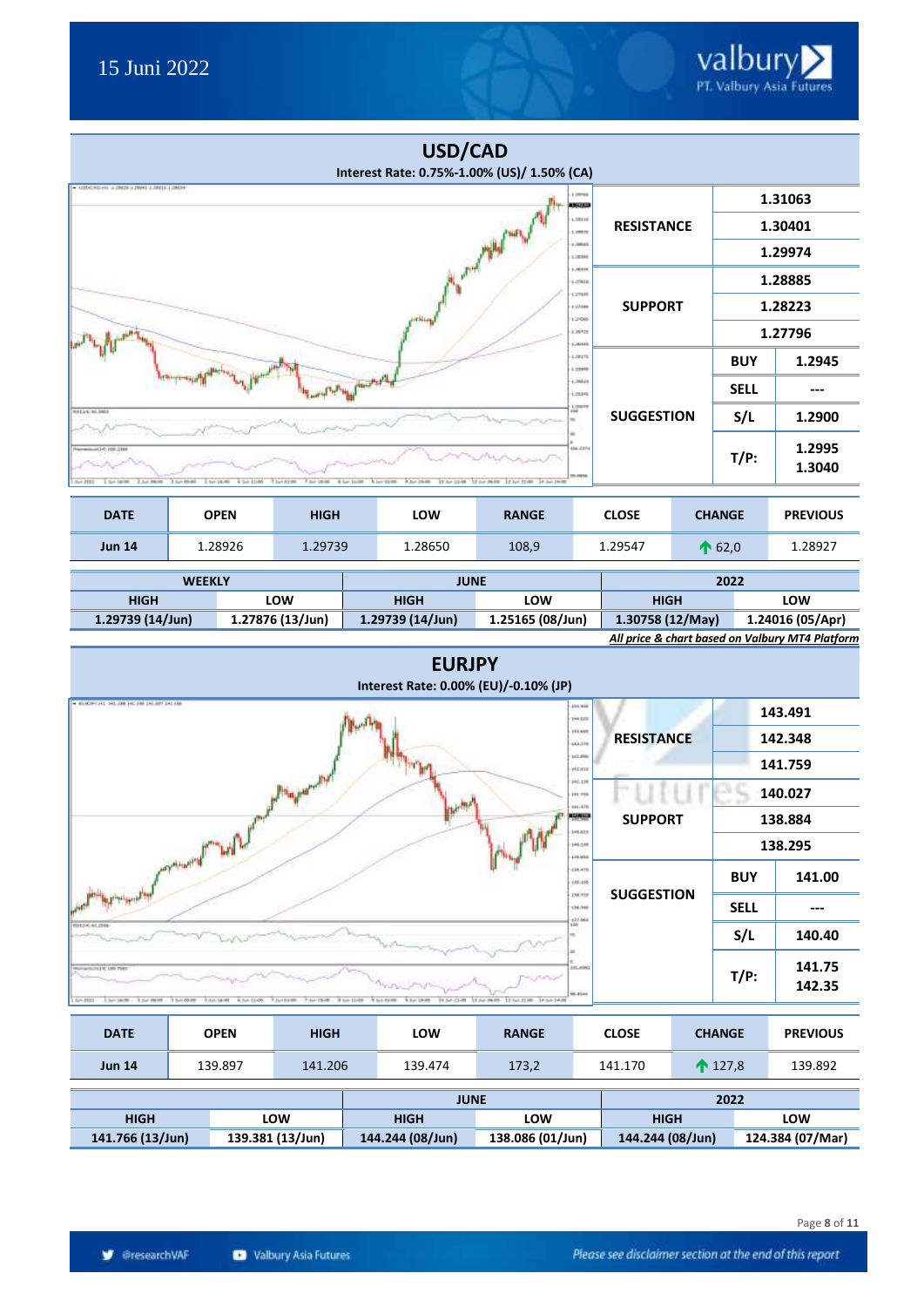## USD/CAD

**Interest Rate: 0.75%-1.00% (US)/ 1.50% (CA)**

| | | |
|---|---|---|
| RESISTANCE | | 1.31063 |
| | | 1.30401 |
| | | 1.29974 |
| SUPPORT | | 1.28885 |
| | | 1.28223 |
| | | 1.27796 |
| SUGGESTION | BUY | 1.2945 |
| | SELL | --- |
| | S/L | 1.2900 |
| | T/P: | 1.2995 1.3040 |

| DATE | OPEN | HIGH | LOW | RANGE | CLOSE | CHANGE | PREVIOUS |
|---|---|---|---|---|---|---|---|
| Jun 14 | 1.28926 | 1.29739 | 1.28650 | 108,9 | 1.29547 | ↑ 62,0 | 1.28927 |

| WEEKLY | | JUNE | | 2022 | |
|---|---|---|---|---|---|
| HIGH | LOW | HIGH | LOW | HIGH | LOW |
| 1.29739 (14/Jun) | 1.27876 (13/Jun) | 1.29739 (14/Jun) | 1.25165 (08/Jun) | 1.30758 (12/May) | 1.24016 (05/Apr) |

*All price & chart based on Valbury MT4 Platform*

## EURJPY

**Interest Rate: 0.00% (EU)/-0.10% (JP)**

| | | |
|---|---|---|
| RESISTANCE | | 143.491 |
| | | 142.348 |
| | | 141.759 |
| SUPPORT | | 140.027 |
| | | 138.884 |
| | | 138.295 |
| SUGGESTION | BUY | 141.00 |
| | SELL | --- |
| | S/L | 140.40 |
| | T/P: | 141.75 142.35 |

| DATE | OPEN | HIGH | LOW | RANGE | CLOSE | CHANGE | PREVIOUS |
|---|---|---|---|---|---|---|---|
| Jun 14 | 139.897 | 141.206 | 139.474 | 173,2 | 141.170 | ↑ 127,8 | 139.892 |

| | | JUNE | | 2022 | |
|---|---|---|---|---|---|
| HIGH | LOW | HIGH | LOW | HIGH | LOW |
| 141.766 (13/Jun) | 139.381 (13/Jun) | 144.244 (08/Jun) | 138.086 (01/Jun) | 144.244 (08/Jun) | 124.384 (07/Mar) |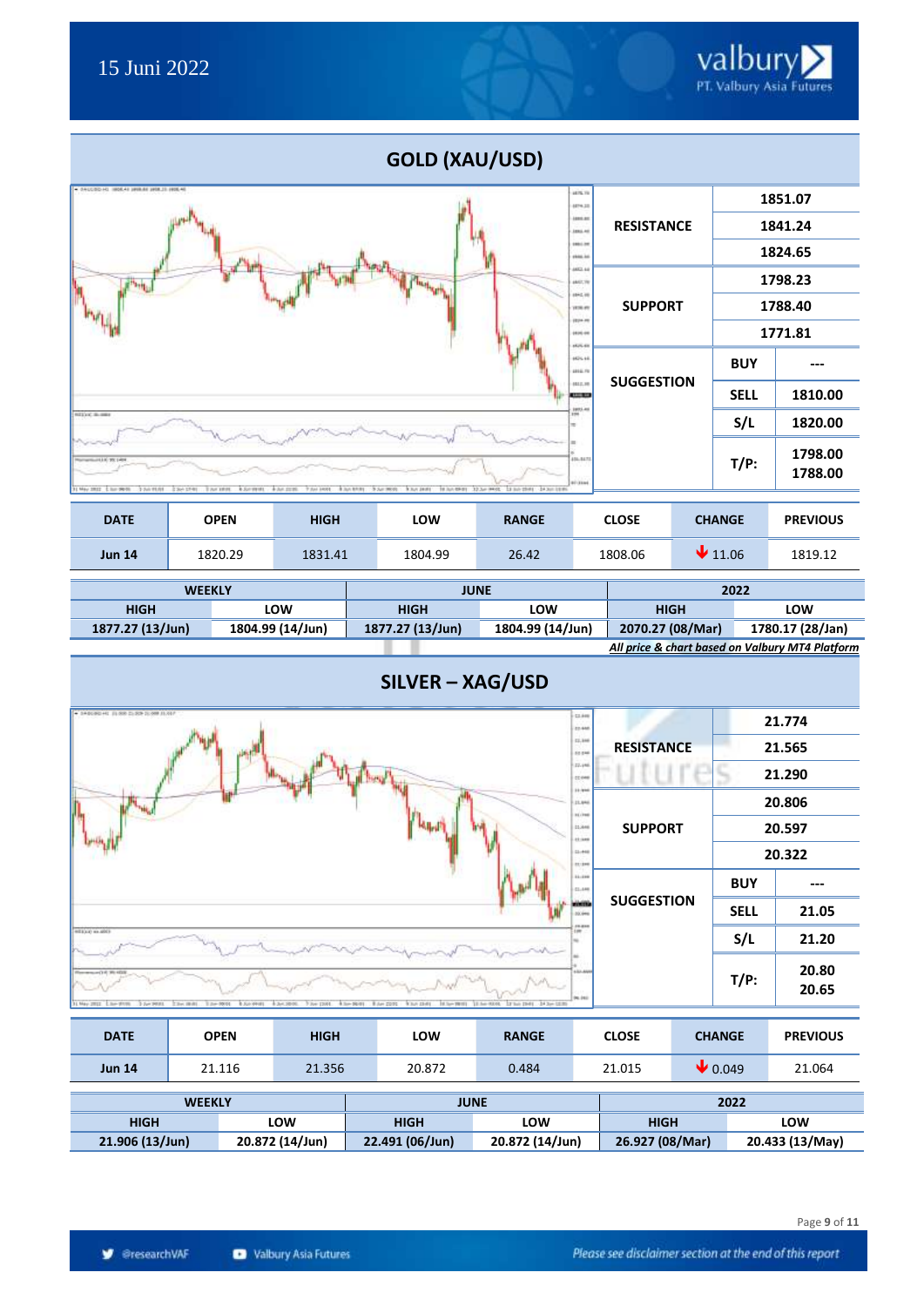## GOLD (XAU/USD)

| RESISTANCE | | 1851.07 |
|---|---|---|
| | | 1841.24 |
| | | 1824.65 |
| SUPPORT | | 1798.23 |
| | | 1788.40 |
| | | 1771.81 |
| SUGGESTION | BUY | --- |
| | SELL | 1810.00 |
| | S/L | 1820.00 |
| | T/P: | 1798.00<br>1788.00 |

| DATE | OPEN | HIGH | LOW | RANGE | CLOSE | CHANGE | PREVIOUS |
|---|---|---|---|---|---|---|---|
| Jun 14 | 1820.29 | 1831.41 | 1804.99 | 26.42 | 1808.06 | ↓ 11.06 | 1819.12 |

| WEEKLY | | JUNE | | 2022 | |
|---|---|---|---|---|---|
| HIGH | LOW | HIGH | LOW | HIGH | LOW |
| 1877.27 (13/Jun) | 1804.99 (14/Jun) | 1877.27 (13/Jun) | 1804.99 (14/Jun) | 2070.27 (08/Mar) | 1780.17 (28/Jan) |

*All price & chart based on Valbury MT4 Platform*

## SILVER – XAG/USD

| RESISTANCE | | 21.774 |
|---|---|---|
| | | 21.565 |
| | | 21.290 |
| SUPPORT | | 20.806 |
| | | 20.597 |
| | | 20.322 |
| SUGGESTION | BUY | --- |
| | SELL | 21.05 |
| | S/L | 21.20 |
| | T/P: | 20.80<br>20.65 |

| DATE | OPEN | HIGH | LOW | RANGE | CLOSE | CHANGE | PREVIOUS |
|---|---|---|---|---|---|---|---|
| Jun 14 | 21.116 | 21.356 | 20.872 | 0.484 | 21.015 | ↓ 0.049 | 21.064 |

| WEEKLY | | JUNE | | 2022 | |
|---|---|---|---|---|---|
| HIGH | LOW | HIGH | LOW | HIGH | LOW |
| 21.906 (13/Jun) | 20.872 (14/Jun) | 22.491 (06/Jun) | 20.872 (14/Jun) | 26.927 (08/Mar) | 20.433 (13/May) |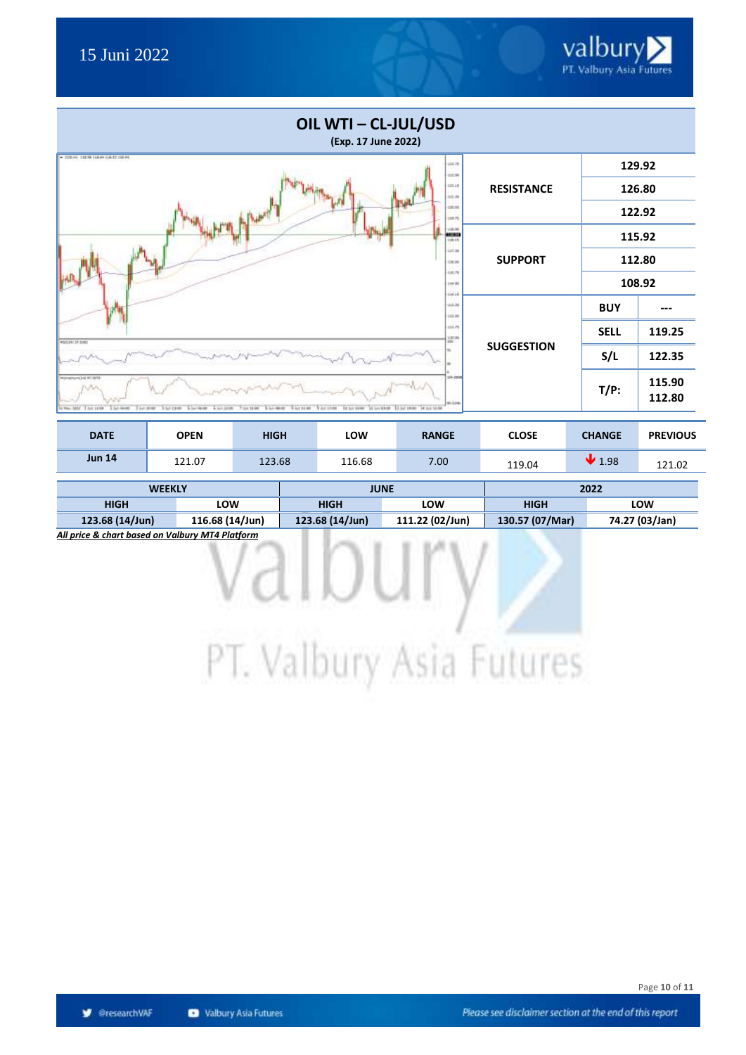15 Juni 2022

# OIL WTI – CL-JUL/USD

**(Exp. 17 June 2022)**

| | | |
|---|---|---|
| **RESISTANCE** | **129.92** | |
| | **126.80** | |
| | **122.92** | |
| **SUPPORT** | **115.92** | |
| | **112.80** | |
| | **108.92** | |
| **SUGGESTION** | **BUY** | **---** |
| | **SELL** | **119.25** |
| | **S/L** | **122.35** |
| | **T/P:** | **115.90 112.80** |

| DATE | OPEN | HIGH | LOW | RANGE | CLOSE | CHANGE | PREVIOUS |
|---|---|---|---|---|---|---|---|
| **Jun 14** | 121.07 | 123.68 | 116.68 | 7.00 | 119.04 | ↓ 1.98 | 121.02 |

| WEEKLY | | JUNE | | 2022 | |
|---|---|---|---|---|---|
| HIGH | LOW | HIGH | LOW | HIGH | LOW |
| **123.68 (14/Jun)** | **116.68 (14/Jun)** | **123.68 (14/Jun)** | **111.22 (02/Jun)** | **130.57 (07/Mar)** | **74.27 (03/Jan)** |

***All price & chart based on Valbury MT4 Platform***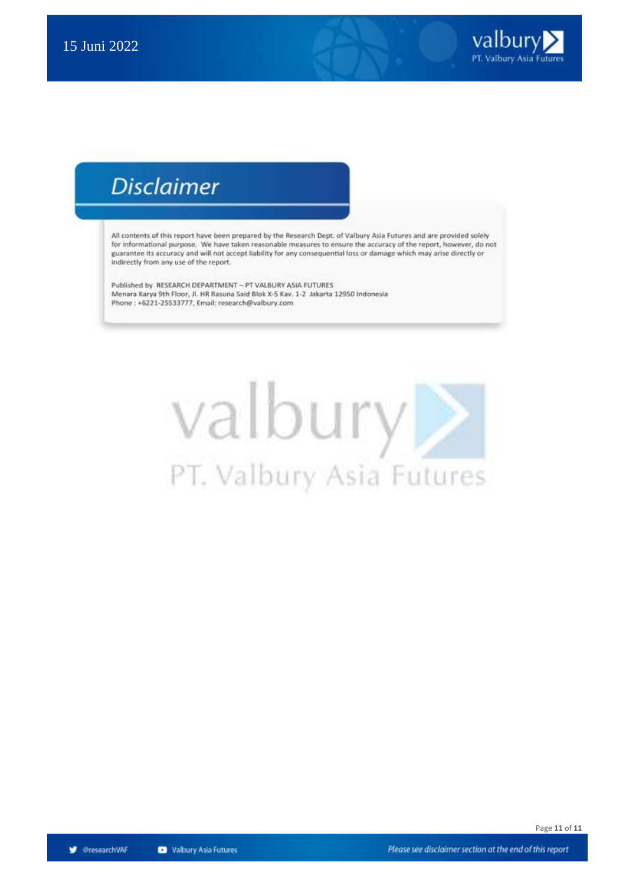# Disclaimer

All contents of this report have been prepared by the Research Dept. of Valbury Asia Futures and are provided solely for informational purpose. We have taken reasonable measures to ensure the accuracy of the report, however, do not guarantee its accuracy and will not accept liability for any consequential loss or damage which may arise directly or indirectly from any use of the report.

Published by RESEARCH DEPARTMENT – PT VALBURY ASIA FUTURES
Menara Karya 9th Floor, Jl. HR Rasuna Said Blok X-5 Kav. 1-2 Jakarta 12950 Indonesia
Phone : +6221-25533777, Email: research@valbury.com

valbury
PT. Valbury Asia Futures